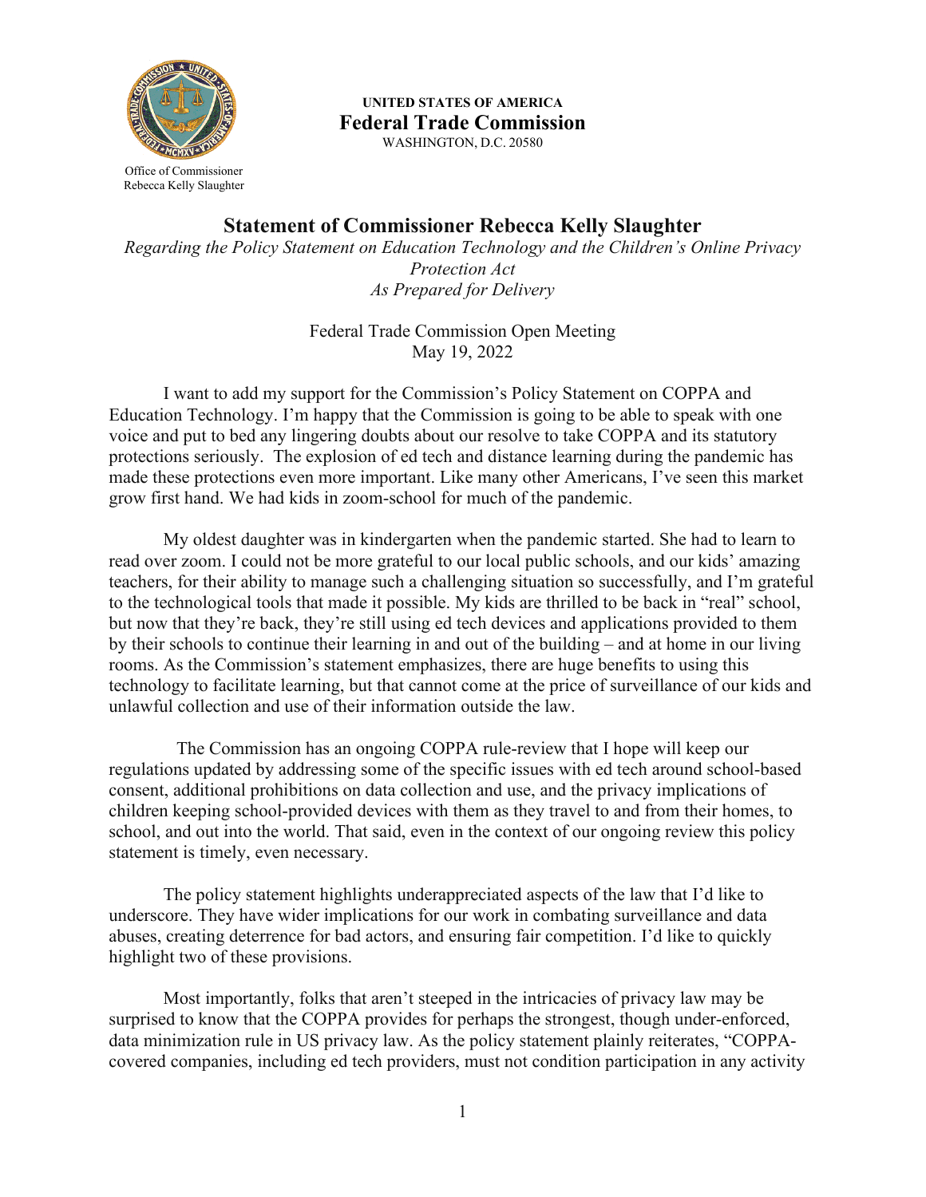UNITED STATES OF AMERICA
**Federal Trade Commission**
WASHINGTON, D.C. 20580

Office of Commissioner
Rebecca Kelly Slaughter

# Statement of Commissioner Rebecca Kelly Slaughter

*Regarding the Policy Statement on Education Technology and the Children's Online Privacy Protection Act*
*As Prepared for Delivery*

Federal Trade Commission Open Meeting
May 19, 2022

I want to add my support for the Commission's Policy Statement on COPPA and Education Technology. I'm happy that the Commission is going to be able to speak with one voice and put to bed any lingering doubts about our resolve to take COPPA and its statutory protections seriously. The explosion of ed tech and distance learning during the pandemic has made these protections even more important. Like many other Americans, I've seen this market grow first hand. We had kids in zoom-school for much of the pandemic.

My oldest daughter was in kindergarten when the pandemic started. She had to learn to read over zoom. I could not be more grateful to our local public schools, and our kids' amazing teachers, for their ability to manage such a challenging situation so successfully, and I'm grateful to the technological tools that made it possible. My kids are thrilled to be back in "real" school, but now that they're back, they're still using ed tech devices and applications provided to them by their schools to continue their learning in and out of the building – and at home in our living rooms. As the Commission's statement emphasizes, there are huge benefits to using this technology to facilitate learning, but that cannot come at the price of surveillance of our kids and unlawful collection and use of their information outside the law.

The Commission has an ongoing COPPA rule-review that I hope will keep our regulations updated by addressing some of the specific issues with ed tech around school-based consent, additional prohibitions on data collection and use, and the privacy implications of children keeping school-provided devices with them as they travel to and from their homes, to school, and out into the world. That said, even in the context of our ongoing review this policy statement is timely, even necessary.

The policy statement highlights underappreciated aspects of the law that I'd like to underscore. They have wider implications for our work in combating surveillance and data abuses, creating deterrence for bad actors, and ensuring fair competition. I'd like to quickly highlight two of these provisions.

Most importantly, folks that aren't steeped in the intricacies of privacy law may be surprised to know that the COPPA provides for perhaps the strongest, though under-enforced, data minimization rule in US privacy law. As the policy statement plainly reiterates, "COPPA-covered companies, including ed tech providers, must not condition participation in any activity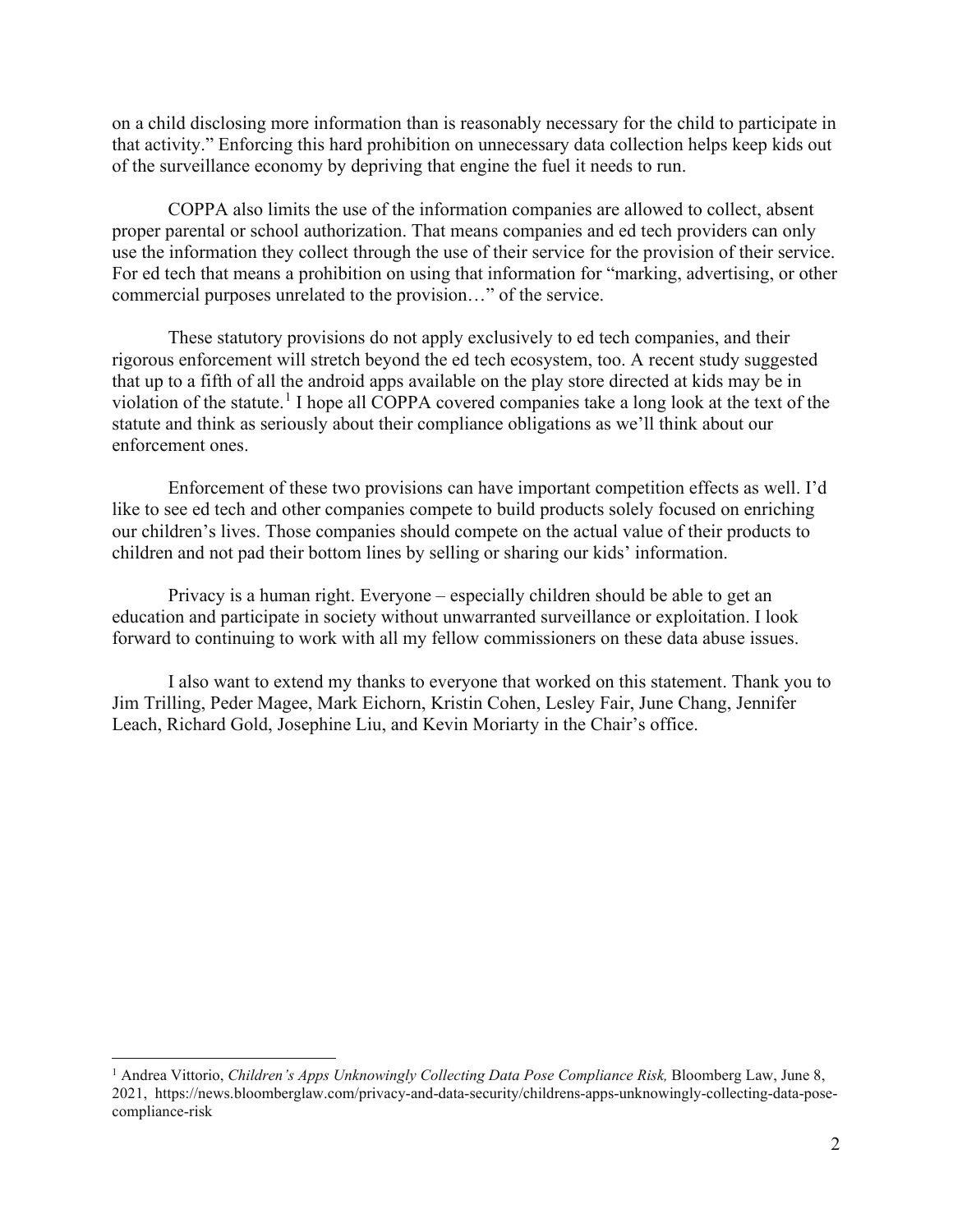on a child disclosing more information than is reasonably necessary for the child to participate in that activity." Enforcing this hard prohibition on unnecessary data collection helps keep kids out of the surveillance economy by depriving that engine the fuel it needs to run.

COPPA also limits the use of the information companies are allowed to collect, absent proper parental or school authorization. That means companies and ed tech providers can only use the information they collect through the use of their service for the provision of their service. For ed tech that means a prohibition on using that information for "marking, advertising, or other commercial purposes unrelated to the provision…" of the service.

These statutory provisions do not apply exclusively to ed tech companies, and their rigorous enforcement will stretch beyond the ed tech ecosystem, too. A recent study suggested that up to a fifth of all the android apps available on the play store directed at kids may be in violation of the statute.[1] I hope all COPPA covered companies take a long look at the text of the statute and think as seriously about their compliance obligations as we'll think about our enforcement ones.

Enforcement of these two provisions can have important competition effects as well. I'd like to see ed tech and other companies compete to build products solely focused on enriching our children's lives. Those companies should compete on the actual value of their products to children and not pad their bottom lines by selling or sharing our kids' information.

Privacy is a human right. Everyone – especially children should be able to get an education and participate in society without unwarranted surveillance or exploitation. I look forward to continuing to work with all my fellow commissioners on these data abuse issues.

I also want to extend my thanks to everyone that worked on this statement. Thank you to Jim Trilling, Peder Magee, Mark Eichorn, Kristin Cohen, Lesley Fair, June Chang, Jennifer Leach, Richard Gold, Josephine Liu, and Kevin Moriarty in the Chair's office.

---

[1] Andrea Vittorio, *Children's Apps Unknowingly Collecting Data Pose Compliance Risk,* Bloomberg Law, June 8, 2021, https://news.bloomberglaw.com/privacy-and-data-security/childrens-apps-unknowingly-collecting-data-pose-compliance-risk